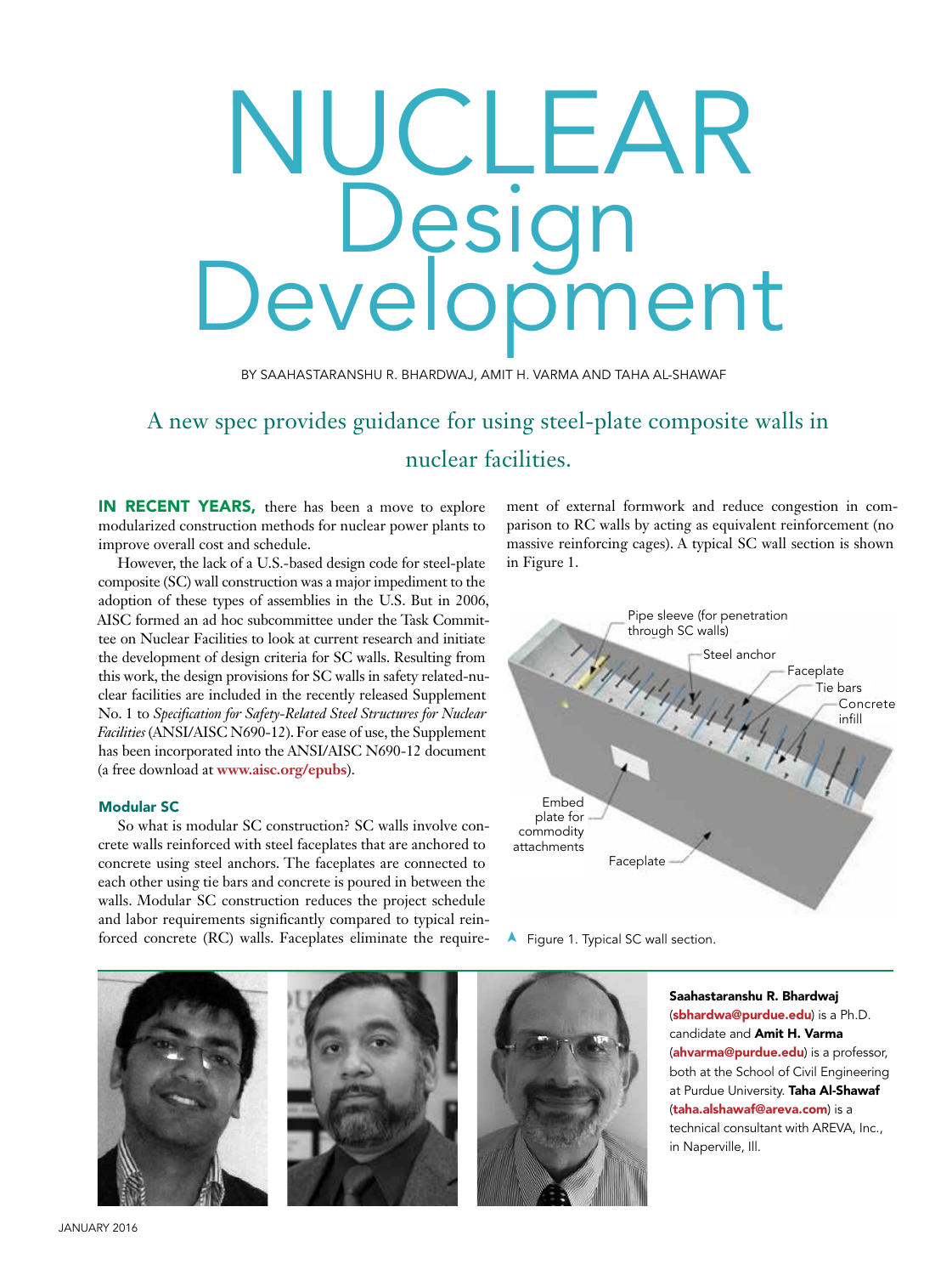# NUCLEAR Design Development

BY SAAHASTARANSHU R. BHARDWAJ, AMIT H. VARMA AND TAHA AL-SHAWAF

## A new spec provides guidance for using steel-plate composite walls in nuclear facilities.

**IN RECENT YEARS,** there has been a move to explore modularized construction methods for nuclear power plants to improve overall cost and schedule.

However, the lack of a U.S.-based design code for steel-plate composite (SC) wall construction was a major impediment to the adoption of these types of assemblies in the U.S. But in 2006, AISC formed an ad hoc subcommittee under the Task Committee on Nuclear Facilities to look at current research and initiate the development of design criteria for SC walls. Resulting from this work, the design provisions for SC walls in safety related-nuclear facilities are included in the recently released Supplement No. 1 to *Specification for Safety-Related Steel Structures for Nuclear Facilities* (ANSI/AISC N690-12). For ease of use, the Supplement has been incorporated into the ANSI/AISC N690-12 document (a free download at **www.aisc.org/epubs**).

### Modular SC

So what is modular SC construction? SC walls involve concrete walls reinforced with steel faceplates that are anchored to concrete using steel anchors. The faceplates are connected to each other using tie bars and concrete is poured in between the walls. Modular SC construction reduces the project schedule and labor requirements significantly compared to typical reinforced concrete (RC) walls. Faceplates eliminate the requirement of external formwork and reduce congestion in comparison to RC walls by acting as equivalent reinforcement (no massive reinforcing cages). A typical SC wall section is shown in Figure 1.

Pipe sleeve (for penetration through SC walls)
Steel anchor
Faceplate
Tie bars
Concrete infill
Embed plate for commodity attachments
Faceplate

Figure 1. Typical SC wall section.

**Saahastaranshu R. Bhardwaj** (**sbhardwa@purdue.edu**) is a Ph.D. candidate and **Amit H. Varma** (**ahvarma@purdue.edu**) is a professor, both at the School of Civil Engineering at Purdue University. **Taha Al-Shawaf** (**taha.alshawaf@areva.com**) is a technical consultant with AREVA, Inc., in Naperville, Ill.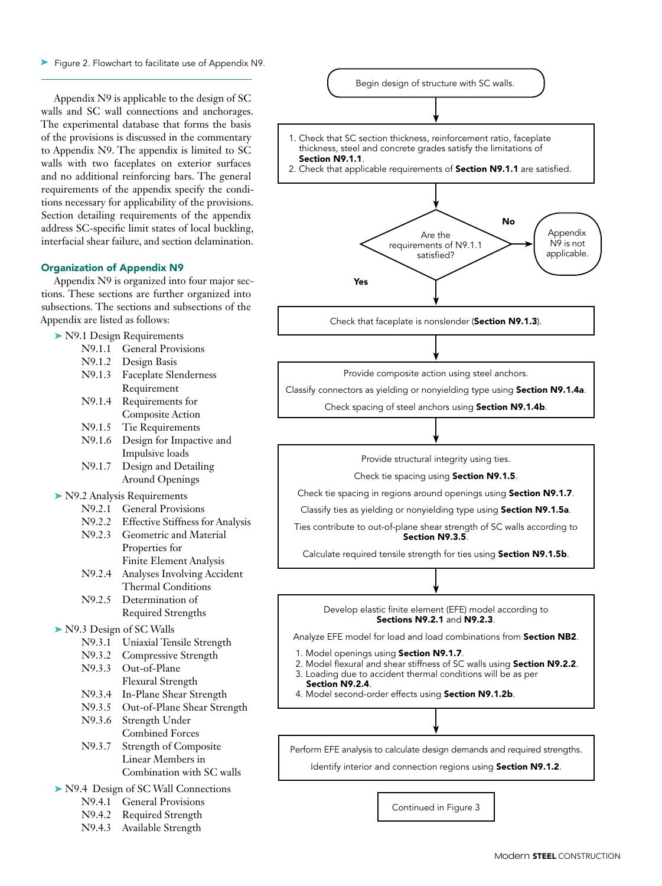Figure 2. Flowchart to facilitate use of Appendix N9.

Appendix N9 is applicable to the design of SC walls and SC wall connections and anchorages. The experimental database that forms the basis of the provisions is discussed in the commentary to Appendix N9. The appendix is limited to SC walls with two faceplates on exterior surfaces and no additional reinforcing bars. The general requirements of the appendix specify the conditions necessary for applicability of the provisions. Section detailing requirements of the appendix address SC-specific limit states of local buckling, interfacial shear failure, and section delamination.

## Organization of Appendix N9

Appendix N9 is organized into four major sections. These sections are further organized into subsections. The sections and subsections of the Appendix are listed as follows:

- N9.1 Design Requirements
  - N9.1.1 General Provisions
  - N9.1.2 Design Basis
  - N9.1.3 Faceplate Slenderness Requirement
  - N9.1.4 Requirements for Composite Action
  - N9.1.5 Tie Requirements
  - N9.1.6 Design for Impactive and Impulsive loads
  - N9.1.7 Design and Detailing Around Openings
- N9.2 Analysis Requirements
  - N9.2.1 General Provisions
  - N9.2.2 Effective Stiffness for Analysis
  - N9.2.3 Geometric and Material Properties for Finite Element Analysis
  - N9.2.4 Analyses Involving Accident Thermal Conditions
  - N9.2.5 Determination of Required Strengths
- N9.3 Design of SC Walls
  - N9.3.1 Uniaxial Tensile Strength
  - N9.3.2 Compressive Strength
  - N9.3.3 Out-of-Plane Flexural Strength
  - N9.3.4 In-Plane Shear Strength
  - N9.3.5 Out-of-Plane Shear Strength
  - N9.3.6 Strength Under Combined Forces
  - N9.3.7 Strength of Composite Linear Members in Combination with SC walls
- N9.4 Design of SC Wall Connections
  - N9.4.1 General Provisions
  - N9.4.2 Required Strength
  - N9.4.3 Available Strength

Begin design of structure with SC walls.

1. Check that SC section thickness, reinforcement ratio, faceplate thickness, steel and concrete grades satisfy the limitations of **Section N9.1.1**.
2. Check that applicable requirements of **Section N9.1.1** are satisfied.

Are the requirements of N9.1.1 satisfied?

**No** → Appendix N9 is not applicable.

**Yes** ↓

Check that faceplate is nonslender (**Section N9.1.3**).

Provide composite action using steel anchors.
Classify connectors as yielding or nonyielding type using **Section N9.1.4a**.
Check spacing of steel anchors using **Section N9.1.4b**.

Provide structural integrity using ties.
Check tie spacing using **Section N9.1.5**.
Check tie spacing in regions around openings using **Section N9.1.7**.
Classify ties as yielding or nonyielding type using **Section N9.1.5a**.
Ties contribute to out-of-plane shear strength of SC walls according to **Section N9.3.5**.
Calculate required tensile strength for ties using **Section N9.1.5b**.

Develop elastic finite element (EFE) model according to **Sections N9.2.1** and **N9.2.3**.
Analyze EFE model for load and load combinations from **Section NB2**.

1. Model openings using **Section N9.1.7**.
2. Model flexural and shear stiffness of SC walls using **Section N9.2.2**.
3. Loading due to accident thermal conditions will be as per **Section N9.2.4**.
4. Model second-order effects using **Section N9.1.2b**.

Perform EFE analysis to calculate design demands and required strengths.
Identify interior and connection regions using **Section N9.1.2**.

Continued in Figure 3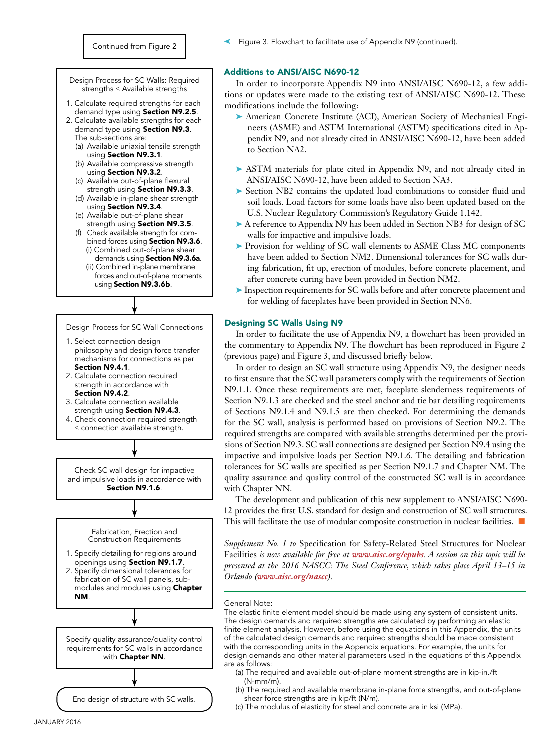Continued from Figure 2

Design Process for SC Walls: Required strengths ≤ Available strengths

1. Calculate required strengths for each demand type using **Section N9.2.5**.
2. Calculate available strengths for each demand type using **Section N9.3**. The sub-sections are:
   (a) Available uniaxial tensile strength using **Section N9.3.1**.
   (b) Available compressive strength using **Section N9.3.2**.
   (c) Available out-of-plane flexural strength using **Section N9.3.3**.
   (d) Available in-plane shear strength using **Section N9.3.4**.
   (e) Available out-of-plane shear strength using **Section N9.3.5**.
   (f) Check available strength for combined forces using **Section N9.3.6**.
      (i) Combined out-of-plane shear demands using **Section N9.3.6a**.
      (ii) Combined in-plane membrane forces and out-of-plane moments using **Section N9.3.6b**.

↓

Design Process for SC Wall Connections

1. Select connection design philosophy and design force transfer mechanisms for connections as per **Section N9.4.1**.
2. Calculate connection required strength in accordance with **Section N9.4.2**.
3. Calculate connection available strength using **Section N9.4.3**.
4. Check connection required strength ≤ connection available strength.

↓

Check SC wall design for impactive and impulsive loads in accordance with **Section N9.1.6**.

↓

Fabrication, Erection and Construction Requirements

1. Specify detailing for regions around openings using **Section N9.1.7**.
2. Specify dimensional tolerances for fabrication of SC wall panels, sub-modules and modules using **Chapter NM**.

↓

Specify quality assurance/quality control requirements for SC walls in accordance with **Chapter NN**.

↓

End design of structure with SC walls.

◄ Figure 3. Flowchart to facilitate use of Appendix N9 (continued).

## Additions to ANSI/AISC N690-12

In order to incorporate Appendix N9 into ANSI/AISC N690-12, a few additions or updates were made to the existing text of ANSI/AISC N690-12. These modifications include the following:

- American Concrete Institute (ACI), American Society of Mechanical Engineers (ASME) and ASTM International (ASTM) specifications cited in Appendix N9, and not already cited in ANSI/AISC N690-12, have been added to Section NA2.
- ASTM materials for plate cited in Appendix N9, and not already cited in ANSI/AISC N690-12, have been added to Section NA3.
- Section NB2 contains the updated load combinations to consider fluid and soil loads. Load factors for some loads have also been updated based on the U.S. Nuclear Regulatory Commission's Regulatory Guide 1.142.
- A reference to Appendix N9 has been added in Section NB3 for design of SC walls for impactive and impulsive loads.
- Provision for welding of SC wall elements to ASME Class MC components have been added to Section NM2. Dimensional tolerances for SC walls during fabrication, fit up, erection of modules, before concrete placement, and after concrete curing have been provided in Section NM2.
- Inspection requirements for SC walls before and after concrete placement and for welding of faceplates have been provided in Section NN6.

## Designing SC Walls Using N9

In order to facilitate the use of Appendix N9, a flowchart has been provided in the commentary to Appendix N9. The flowchart has been reproduced in Figure 2 (previous page) and Figure 3, and discussed briefly below.

In order to design an SC wall structure using Appendix N9, the designer needs to first ensure that the SC wall parameters comply with the requirements of Section N9.1.1. Once these requirements are met, faceplate slenderness requirements of Section N9.1.3 are checked and the steel anchor and tie bar detailing requirements of Sections N9.1.4 and N9.1.5 are then checked. For determining the demands for the SC wall, analysis is performed based on provisions of Section N9.2. The required strengths are compared with available strengths determined per the provisions of Section N9.3. SC wall connections are designed per Section N9.4 using the impactive and impulsive loads per Section N9.1.6. The detailing and fabrication tolerances for SC walls are specified as per Section N9.1.7 and Chapter NM. The quality assurance and quality control of the constructed SC wall is in accordance with Chapter NN.

The development and publication of this new supplement to ANSI/AISC N690-12 provides the first U.S. standard for design and construction of SC wall structures. This will facilitate the use of modular composite construction in nuclear facilities. ■

*Supplement No. 1 to* Specification for Safety-Related Steel Structures for Nuclear Facilities *is now available for free at* ***www.aisc.org/epubs****. A session on this topic will be presented at the 2016 NASCC: The Steel Conference, which takes place April 13–15 in Orlando (****www.aisc.org/nascc****).*

General Note:
The elastic finite element model should be made using any system of consistent units. The design demands and required strengths are calculated by performing an elastic finite element analysis. However, before using the equations in this Appendix, the units of the calculated design demands and required strengths should be made consistent with the corresponding units in the Appendix equations. For example, the units for design demands and other material parameters used in the equations of this Appendix are as follows:

(a) The required and available out-of-plane moment strengths are in kip-in./ft (N-mm/m).
(b) The required and available membrane in-plane force strengths, and out-of-plane shear force strengths are in kip/ft (N/m).
(c) The modulus of elasticity for steel and concrete are in ksi (MPa).